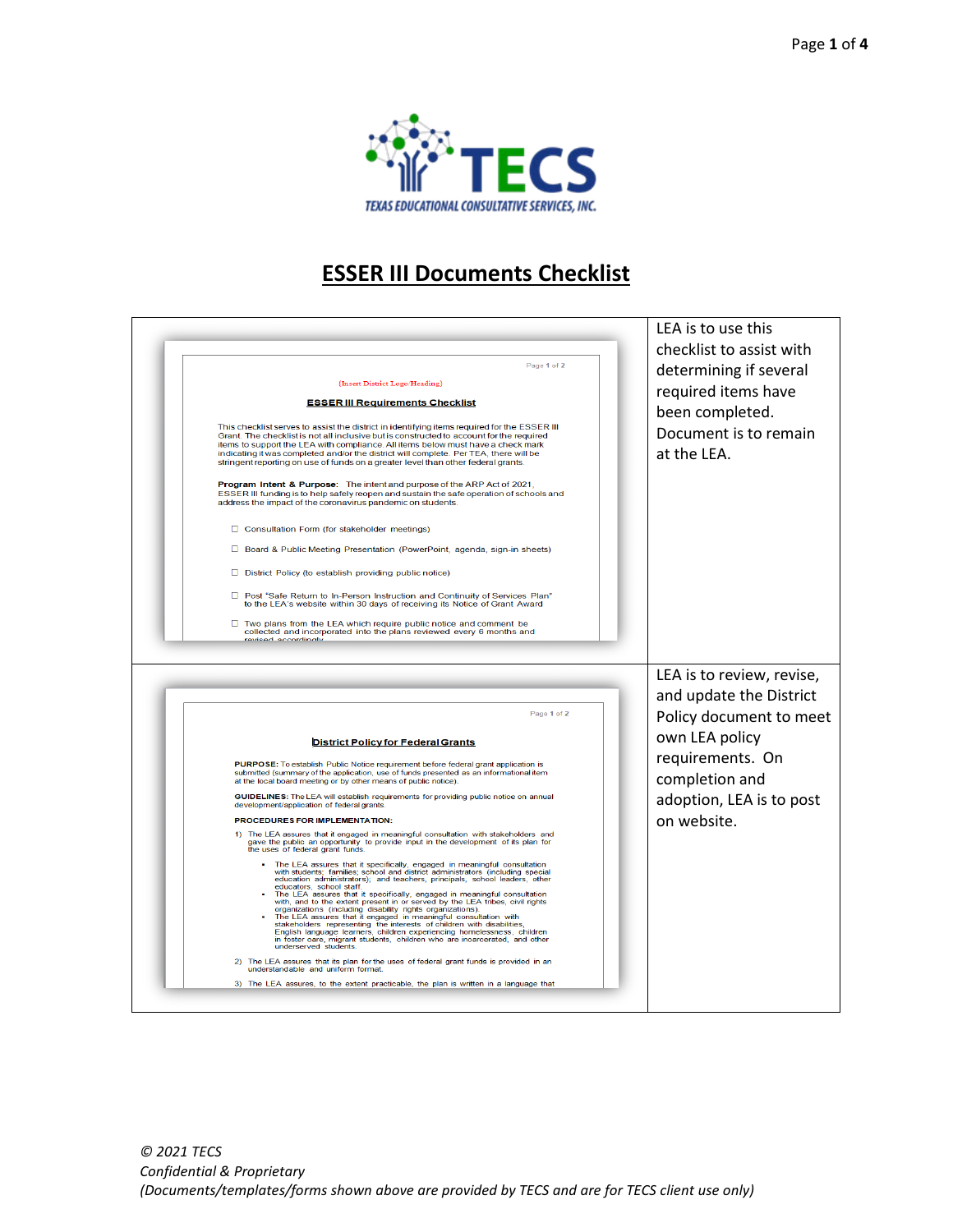TECS

TEXAS EDUCATIONAL CONSULTATIVE SERVICES, INC.

# ESSER III Documents Checklist

| Document | Instructions |
| --- | --- |
| Page 1 of 2<br><br>{Insert District Logo/Heading}<br><br>**ESSER III Requirements Checklist**<br><br>This checklist serves to assist the district in identifying items required for the ESSER III Grant. The checklist is not all inclusive but is constructed to account for the required items to support the LEA with compliance. All items below must have a check mark indicating it was completed and/or the district will complete. Per TEA, there will be stringent reporting on use of funds on a greater level than other federal grants.<br><br>**Program Intent & Purpose:** The intent and purpose of the ARP Act of 2021, ESSER III funding is to help safely reopen and sustain the safe operation of schools and address the impact of the coronavirus pandemic on students.<br><br>☐ Consultation Form (for stakeholder meetings)<br>☐ Board & Public Meeting Presentation (PowerPoint, agenda, sign-in sheets)<br>☐ District Policy (to establish providing public notice)<br>☐ Post "Safe Return to In-Person Instruction and Continuity of Services Plan" to the LEA's website within 30 days of receiving its Notice of Grant Award<br>☐ Two plans from the LEA which require public notice and comment be collected and incorporated into the plans reviewed every 6 months and revised accordingly | LEA is to use this checklist to assist with determining if several required items have been completed. Document is to remain at the LEA. |
| Page 1 of 2<br><br>**District Policy for Federal Grants**<br><br>**PURPOSE:** To establish Public Notice requirement before federal grant application is submitted (summary of the application, use of funds presented as an informational item at the local board meeting or by other means of public notice).<br><br>**GUIDELINES:** The LEA will establish requirements for providing public notice on annual development/application of federal grants.<br><br>**PROCEDURES FOR IMPLEMENTATION:**<br><br>1) The LEA assures that it engaged in meaningful consultation with stakeholders and gave the public an opportunity to provide input in the development of its plan for the uses of federal grant funds.<br>• The LEA assures that it specifically, engaged in meaningful consultation with students; families; school and district administrators (including special education administrators); and teachers, principals, school leaders, other educators, school staff.<br>• The LEA assures that it specifically, engaged in meaningful consultation with, and to the extent present in or served by the LEA tribes, civil rights organizations (including disability rights organizations).<br>• The LEA assures that it engaged in meaningful consultation with stakeholders representing the interests of children with disabilities, English language learners, children experiencing homelessness, children in foster care, migrant students, children who are incarcerated, and other underserved students.<br><br>2) The LEA assures that its plan for the uses of federal grant funds is provided in an understandable and uniform format.<br><br>3) The LEA assures, to the extent practicable, the plan is written in a language that | LEA is to review, revise, and update the District Policy document to meet own LEA policy requirements. On completion and adoption, LEA is to post on website. |

*© 2021 TECS*
*Confidential & Proprietary*
*(Documents/templates/forms shown above are provided by TECS and are for TECS client use only)*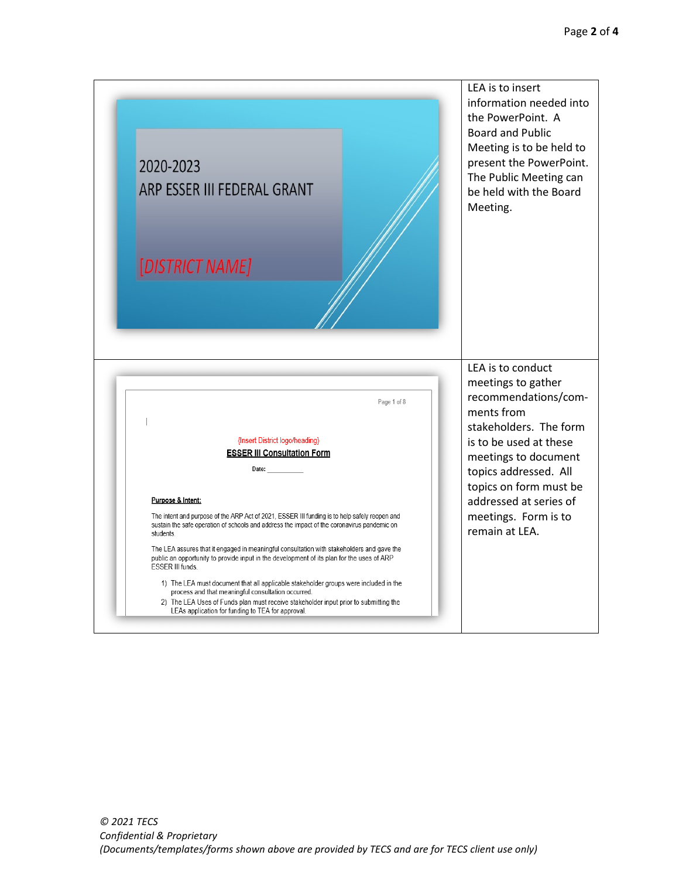| | |
|---|---|
| 2020-2023<br>ARP ESSER III FEDERAL GRANT<br>[DISTRICT NAME] | LEA is to insert information needed into the PowerPoint. A Board and Public Meeting is to be held to present the PowerPoint. The Public Meeting can be held with the Board Meeting. |
| Page 1 of 8<br>{Insert District logo/heading}<br>**ESSER III Consultation Form**<br>Date: __________<br>**Purpose & Intent:**<br>The intent and purpose of the ARP Act of 2021, ESSER III funding is to help safely reopen and sustain the safe operation of schools and address the impact of the coronavirus pandemic on students.<br>The LEA assures that it engaged in meaningful consultation with stakeholders and gave the public an opportunity to provide input in the development of its plan for the uses of ARP ESSER III funds.<br>1) The LEA must document that all applicable stakeholder groups were included in the process and that meaningful consultation occurred.<br>2) The LEA Uses of Funds plan must receive stakeholder input prior to submitting the LEAs application for funding to TEA for approval. | LEA is to conduct meetings to gather recommendations/comments from stakeholders. The form is to be used at these meetings to document topics addressed. All topics on form must be addressed at series of meetings. Form is to remain at LEA. |

*© 2021 TECS*
*Confidential & Proprietary*
*(Documents/templates/forms shown above are provided by TECS and are for TECS client use only)*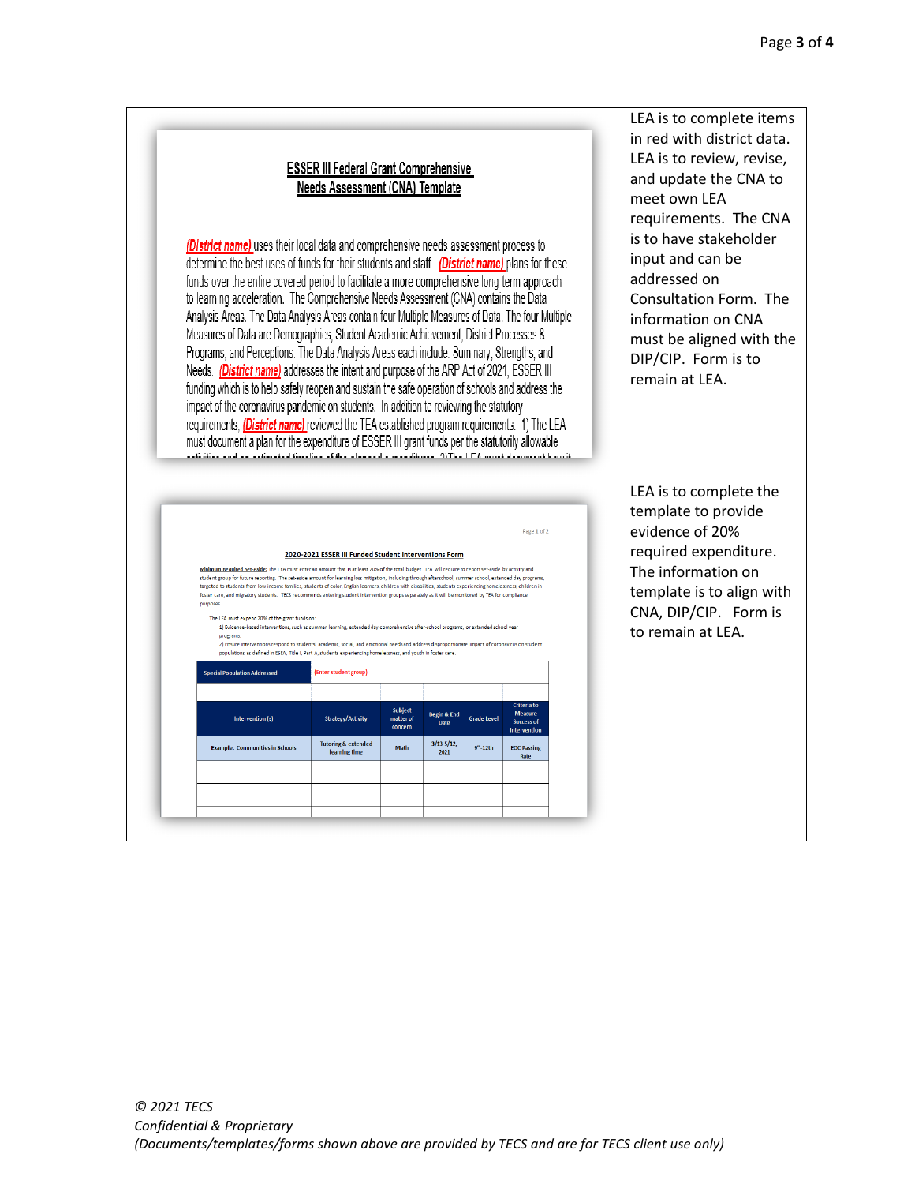| | |
|---|---|
| **ESSER III Federal Grant Comprehensive Needs Assessment (CNA) Template**<br><br>*(District name)* uses their local data and comprehensive needs assessment process to determine the best uses of funds for their students and staff. *(District name)* plans for these funds over the entire covered period to facilitate a more comprehensive long-term approach to learning acceleration. The Comprehensive Needs Assessment (CNA) contains the Data Analysis Areas. The Data Analysis Areas contain four Multiple Measures of Data. The four Multiple Measures of Data are Demographics, Student Academic Achievement, District Processes & Programs, and Perceptions. The Data Analysis Areas each include: Summary, Strengths, and Needs. *(District name)* addresses the intent and purpose of the ARP Act of 2021, ESSER III funding which is to help safely reopen and sustain the safe operation of schools and address the impact of the coronavirus pandemic on students. In addition to reviewing the statutory requirements, *(District name)* reviewed the TEA established program requirements: 1) The LEA must document a plan for the expenditure of ESSER III grant funds per the statutorily allowable | LEA is to complete items in red with district data. LEA is to review, revise, and update the CNA to meet own LEA requirements. The CNA is to have stakeholder input and can be addressed on Consultation Form. The information on CNA must be aligned with the DIP/CIP. Form is to remain at LEA. |
| **2020-2021 ESSER III Funded Student Interventions Form**<br><br>**Minimum Required Set-Aside:** The LEA must enter an amount that is at least 20% of the total budget. TEA will require to report set-aside by activity and student group for future reporting. The set-aside amount for learning loss mitigation, including through afterschool, summer school, extended day programs, targeted to students from low-income families, students of color, English learners, children with disabilities, students experiencing homelessness, children in foster care, and migratory students. TECS recommends entering student intervention groups separately as it will be monitored by TEA for compliance purposes.<br><br>The LEA must expend 20% of the grant funds on:<br>1) Evidence-based interventions, such as summer learning, extended day comprehensive after-school programs, or extended school year programs.<br>2) Ensure interventions respond to students' academic, social, and emotional needs and address disproportionate impact of coronavirus on student populations as defined in ESSA, Title I, Part A; students experiencing homelessness, and youth in foster care.<br><br>Special Population Addressed: [Enter student group]<br><br>Intervention (s) \| Strategy/Activity \| Subject matter of concern \| Begin & End Date \| Grade Level \| Criteria to Measure Success of Intervention<br>Example: Communities in Schools \| Tutoring & extended learning time \| Math \| 3/15-5/12, 2021 \| 9th-12th \| EOC Passing Rate | LEA is to complete the template to provide evidence of 20% required expenditure. The information on template is to align with CNA, DIP/CIP. Form is to remain at LEA. |

*© 2021 TECS*
*Confidential & Proprietary*
*(Documents/templates/forms shown above are provided by TECS and are for TECS client use only)*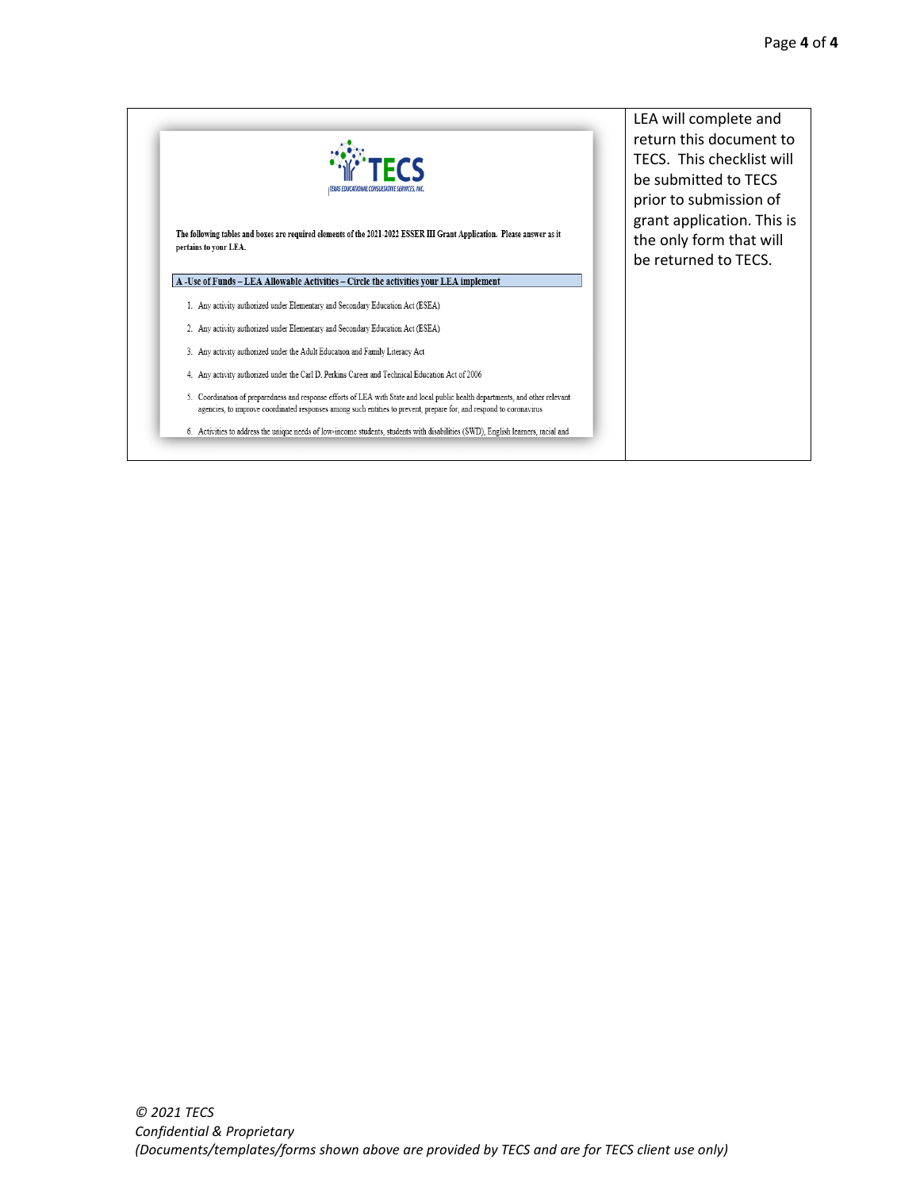| | |
|---|---|
| TECS<br>TEXAS EDUCATIONAL CONSULTATIVE SERVICES, INC.<br><br>**The following tables and boxes are required elements of the 2021-2022 ESSER III Grant Application. Please answer as it pertains to your LEA.**<br><br>**A -Use of Funds – LEA Allowable Activities – Circle the activities your LEA implement**<br><br>1. Any activity authorized under Elementary and Secondary Education Act (ESEA)<br>2. Any activity authorized under Elementary and Secondary Education Act (ESEA)<br>3. Any activity authorized under the Adult Education and Family Literacy Act<br>4. Any activity authorized under the Carl D. Perkins Career and Technical Education Act of 2006<br>5. Coordination of preparedness and response efforts of LEA with State and local public health departments, and other relevant agencies, to improve coordinated responses among such entities to prevent, prepare for, and respond to coronavirus<br>6. Activities to address the unique needs of low-income students, students with disabilities (SWD), English learners, racial and | LEA will complete and return this document to TECS. This checklist will be submitted to TECS prior to submission of grant application. This is the only form that will be returned to TECS. |

*© 2021 TECS*
*Confidential & Proprietary*
*(Documents/templates/forms shown above are provided by TECS and are for TECS client use only)*